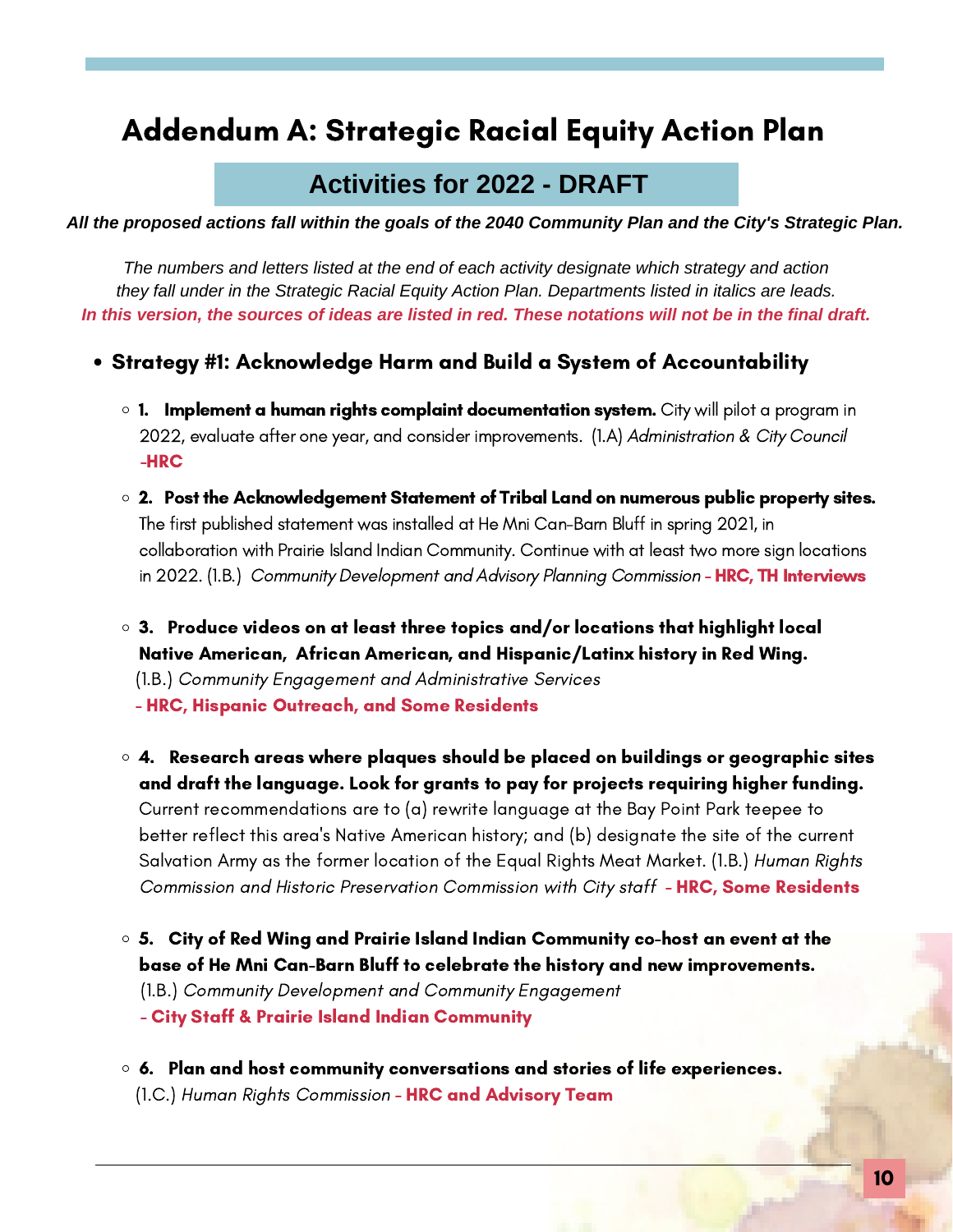# Addendum A: Strategic Racial Equity Action Plan

## Activities for 2022 - DRAFT

***All the proposed actions fall within the goals of the 2040 Community Plan and the City's Strategic Plan.***

*The numbers and letters listed at the end of each activity designate which strategy and action they fall under in the Strategic Racial Equity Action Plan. Departments listed in italics are leads.*
***In this version, the sources of ideas are listed in red. These notations will not be in the final draft.***

- **Strategy #1: Acknowledge Harm and Build a System of Accountability**
  - **1. Implement a human rights complaint documentation system.** City will pilot a program in 2022, evaluate after one year, and consider improvements. (1.A) *Administration & City Council* **-HRC**
  - **2. Post the Acknowledgement Statement of Tribal Land on numerous public property sites.** The first published statement was installed at He Mni Can-Barn Bluff in spring 2021, in collaboration with Prairie Island Indian Community. Continue with at least two more sign locations in 2022. (1.B.) *Community Development and Advisory Planning Commission* - **HRC, TH Interviews**
  - **3. Produce videos on at least three topics and/or locations that highlight local Native American, African American, and Hispanic/Latinx history in Red Wing.** (1.B.) *Community Engagement and Administrative Services* **- HRC, Hispanic Outreach, and Some Residents**
  - **4. Research areas where plaques should be placed on buildings or geographic sites and draft the language. Look for grants to pay for projects requiring higher funding.** Current recommendations are to (a) rewrite language at the Bay Point Park teepee to better reflect this area's Native American history; and (b) designate the site of the current Salvation Army as the former location of the Equal Rights Meat Market. (1.B.) *Human Rights Commission and Historic Preservation Commission with City staff* **- HRC, Some Residents**
  - **5. City of Red Wing and Prairie Island Indian Community co-host an event at the base of He Mni Can-Barn Bluff to celebrate the history and new improvements.** (1.B.) *Community Development and Community Engagement* **- City Staff & Prairie Island Indian Community**
  - **6. Plan and host community conversations and stories of life experiences.** (1.C.) *Human Rights Commission* - **HRC and Advisory Team**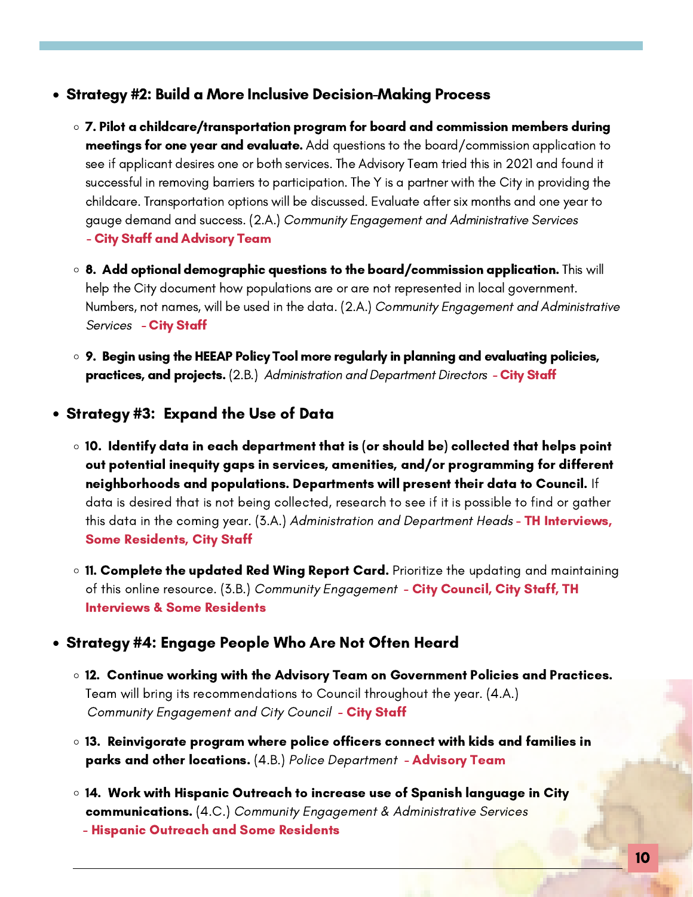- **Strategy #2: Build a More Inclusive Decision-Making Process**
  - **7. Pilot a childcare/transportation program for board and commission members during meetings for one year and evaluate.** Add questions to the board/commission application to see if applicant desires one or both services. The Advisory Team tried this in 2021 and found it successful in removing barriers to participation. The Y is a partner with the City in providing the childcare. Transportation options will be discussed. Evaluate after six months and one year to gauge demand and success. (2.A.) *Community Engagement and Administrative Services* **- City Staff and Advisory Team**
  - **8. Add optional demographic questions to the board/commission application.** This will help the City document how populations are or are not represented in local government. Numbers, not names, will be used in the data. (2.A.) *Community Engagement and Administrative Services* **- City Staff**
  - **9. Begin using the HEEAP Policy Tool more regularly in planning and evaluating policies, practices, and projects.** (2.B.) *Administration and Department Directors* **- City Staff**

- **Strategy #3: Expand the Use of Data**
  - **10. Identify data in each department that is (or should be) collected that helps point out potential inequity gaps in services, amenities, and/or programming for different neighborhoods and populations. Departments will present their data to Council.** If data is desired that is not being collected, research to see if it is possible to find or gather this data in the coming year. (3.A.) *Administration and Department Heads* **- TH Interviews, Some Residents, City Staff**
  - **11. Complete the updated Red Wing Report Card.** Prioritize the updating and maintaining of this online resource. (3.B.) *Community Engagement* **- City Council, City Staff, TH Interviews & Some Residents**

- **Strategy #4: Engage People Who Are Not Often Heard**
  - **12. Continue working with the Advisory Team on Government Policies and Practices.** Team will bring its recommendations to Council throughout the year. (4.A.) *Community Engagement and City Council* **- City Staff**
  - **13. Reinvigorate program where police officers connect with kids and families in parks and other locations.** (4.B.) *Police Department* **- Advisory Team**
  - **14. Work with Hispanic Outreach to increase use of Spanish language in City communications.** (4.C.) *Community Engagement & Administrative Services* **- Hispanic Outreach and Some Residents**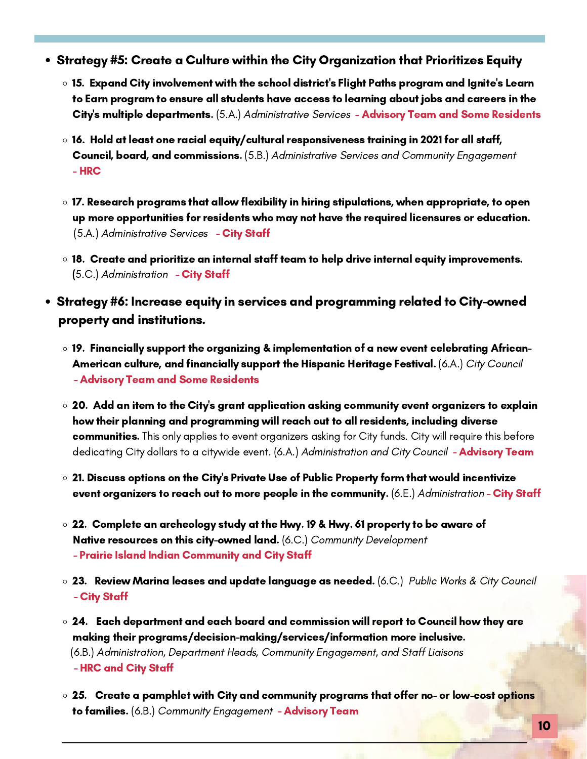- **Strategy #5: Create a Culture within the City Organization that Prioritizes Equity**
  - **15. Expand City involvement with the school district's Flight Paths program and Ignite's Learn to Earn program to ensure all students have access to learning about jobs and careers in the City's multiple departments.** (5.A.) *Administrative Services* - **Advisory Team and Some Residents**
  - **16. Hold at least one racial equity/cultural responsiveness training in 2021 for all staff, Council, board, and commissions.** (5.B.) *Administrative Services and Community Engagement* - **HRC**
  - **17. Research programs that allow flexibility in hiring stipulations, when appropriate, to open up more opportunities for residents who may not have the required licensures or education.** (5.A.) *Administrative Services* - **City Staff**
  - **18. Create and prioritize an internal staff team to help drive internal equity improvements.** (5.C.) *Administration* - **City Staff**
- **Strategy #6: Increase equity in services and programming related to City-owned property and institutions.**
  - **19. Financially support the organizing & implementation of a new event celebrating African-American culture, and financially support the Hispanic Heritage Festival.** (6.A.) *City Council* - **Advisory Team and Some Residents**
  - **20. Add an item to the City's grant application asking community event organizers to explain how their planning and programming will reach out to all residents, including diverse communities.** This only applies to event organizers asking for City funds. City will require this before dedicating City dollars to a citywide event. (6.A.) *Administration and City Council* - **Advisory Team**
  - **21. Discuss options on the City's Private Use of Public Property form that would incentivize event organizers to reach out to more people in the community.** (6.E.) *Administration* - **City Staff**
  - **22. Complete an archeology study at the Hwy. 19 & Hwy. 61 property to be aware of Native resources on this city-owned land.** (6.C.) *Community Development* - **Prairie Island Indian Community and City Staff**
  - **23. Review Marina leases and update language as needed.** (6.C.) *Public Works & City Council* - **City Staff**
  - **24. Each department and each board and commission will report to Council how they are making their programs/decision-making/services/information more inclusive.** (6.B.) *Administration, Department Heads, Community Engagement, and Staff Liaisons* - **HRC and City Staff**
  - **25. Create a pamphlet with City and community programs that offer no- or low-cost options to families.** (6.B.) *Community Engagement* - **Advisory Team**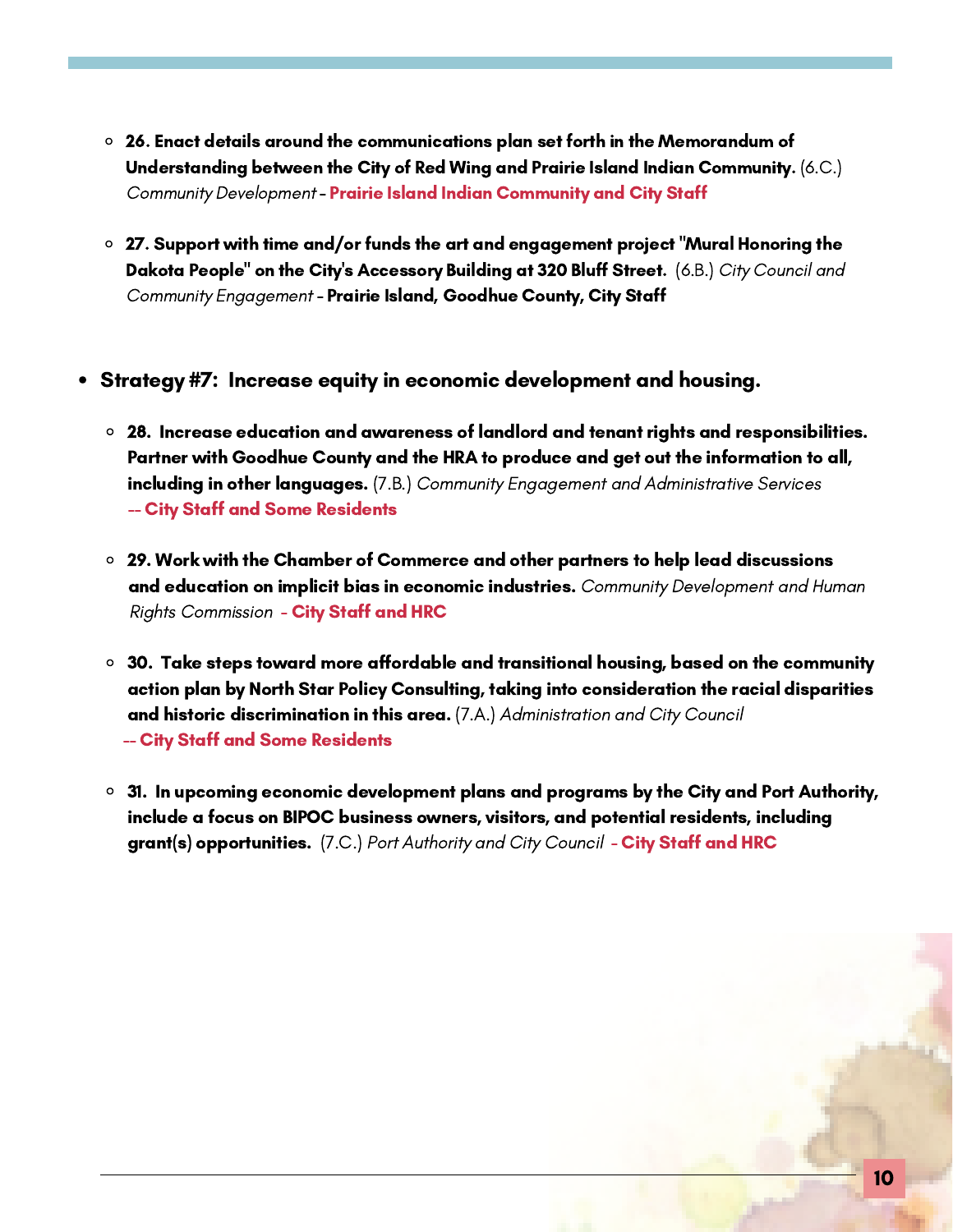- **26. Enact details around the communications plan set forth in the Memorandum of Understanding between the City of Red Wing and Prairie Island Indian Community.** (6.C.) *Community Development* - **Prairie Island Indian Community and City Staff**

- **27. Support with time and/or funds the art and engagement project "Mural Honoring the Dakota People" on the City's Accessory Building at 320 Bluff Street.** (6.B.) *City Council and Community Engagement* - **Prairie Island, Goodhue County, City Staff**

- **Strategy #7: Increase equity in economic development and housing.**
  - **28. Increase education and awareness of landlord and tenant rights and responsibilities. Partner with Goodhue County and the HRA to produce and get out the information to all, including in other languages.** (7.B.) *Community Engagement and Administrative Services* -- **City Staff and Some Residents**

  - **29. Work with the Chamber of Commerce and other partners to help lead discussions and education on implicit bias in economic industries.** *Community Development and Human Rights Commission* - **City Staff and HRC**

  - **30. Take steps toward more affordable and transitional housing, based on the community action plan by North Star Policy Consulting, taking into consideration the racial disparities and historic discrimination in this area.** (7.A.) *Administration and City Council* -- **City Staff and Some Residents**

  - **31. In upcoming economic development plans and programs by the City and Port Authority, include a focus on BIPOC business owners, visitors, and potential residents, including grant(s) opportunities.** (7.C.) *Port Authority and City Council* - **City Staff and HRC**